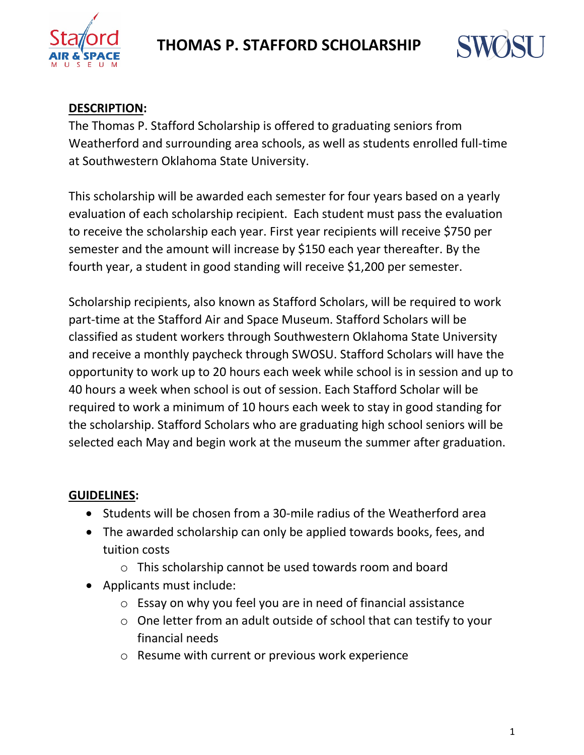# THOMAS P. STAFFORD SCHOLARSHIP

**DESCRIPTION:**

The Thomas P. Stafford Scholarship is offered to graduating seniors from Weatherford and surrounding area schools, as well as students enrolled full-time at Southwestern Oklahoma State University.

This scholarship will be awarded each semester for four years based on a yearly evaluation of each scholarship recipient. Each student must pass the evaluation to receive the scholarship each year. First year recipients will receive $750 per semester and the amount will increase by $150 each year thereafter. By the fourth year, a student in good standing will receive $1,200 per semester.

Scholarship recipients, also known as Stafford Scholars, will be required to work part-time at the Stafford Air and Space Museum. Stafford Scholars will be classified as student workers through Southwestern Oklahoma State University and receive a monthly paycheck through SWOSU. Stafford Scholars will have the opportunity to work up to 20 hours each week while school is in session and up to 40 hours a week when school is out of session. Each Stafford Scholar will be required to work a minimum of 10 hours each week to stay in good standing for the scholarship. Stafford Scholars who are graduating high school seniors will be selected each May and begin work at the museum the summer after graduation.

**GUIDELINES:**

- Students will be chosen from a 30-mile radius of the Weatherford area
- The awarded scholarship can only be applied towards books, fees, and tuition costs
  - This scholarship cannot be used towards room and board
- Applicants must include:
  - Essay on why you feel you are in need of financial assistance
  - One letter from an adult outside of school that can testify to your financial needs
  - Resume with current or previous work experience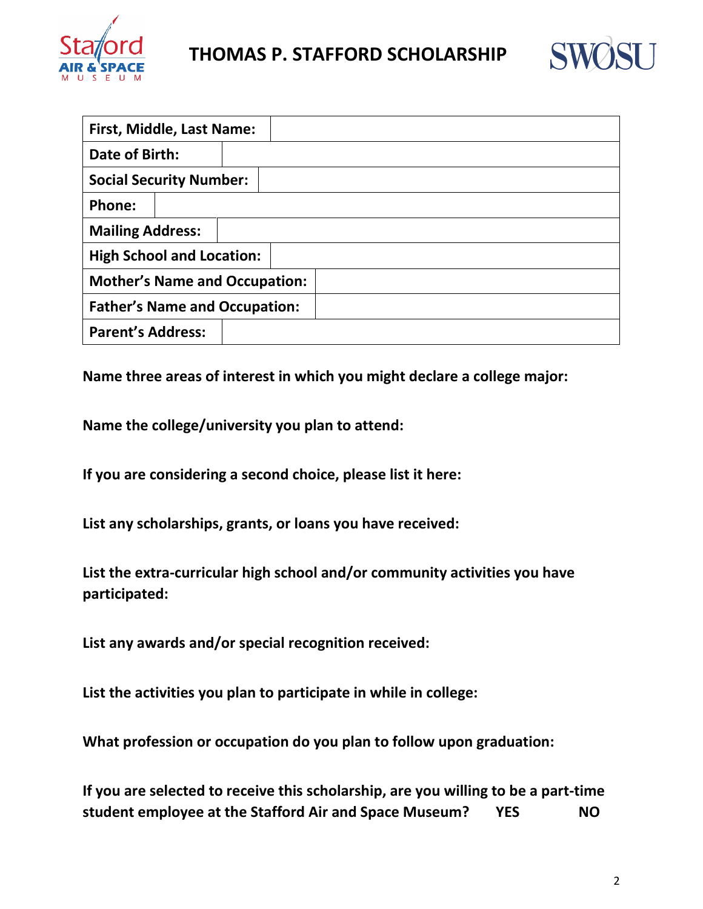# THOMAS P. STAFFORD SCHOLARSHIP

| First, Middle, Last Name: | |
|---|---|
| Date of Birth: | |
| Social Security Number: | |
| Phone: | |
| Mailing Address: | |
| High School and Location: | |
| Mother's Name and Occupation: | |
| Father's Name and Occupation: | |
| Parent's Address: | |

**Name three areas of interest in which you might declare a college major:**

**Name the college/university you plan to attend:**

**If you are considering a second choice, please list it here:**

**List any scholarships, grants, or loans you have received:**

**List the extra-curricular high school and/or community activities you have participated:**

**List any awards and/or special recognition received:**

**List the activities you plan to participate in while in college:**

**What profession or occupation do you plan to follow upon graduation:**

**If you are selected to receive this scholarship, are you willing to be a part-time student employee at the Stafford Air and Space Museum? YES NO**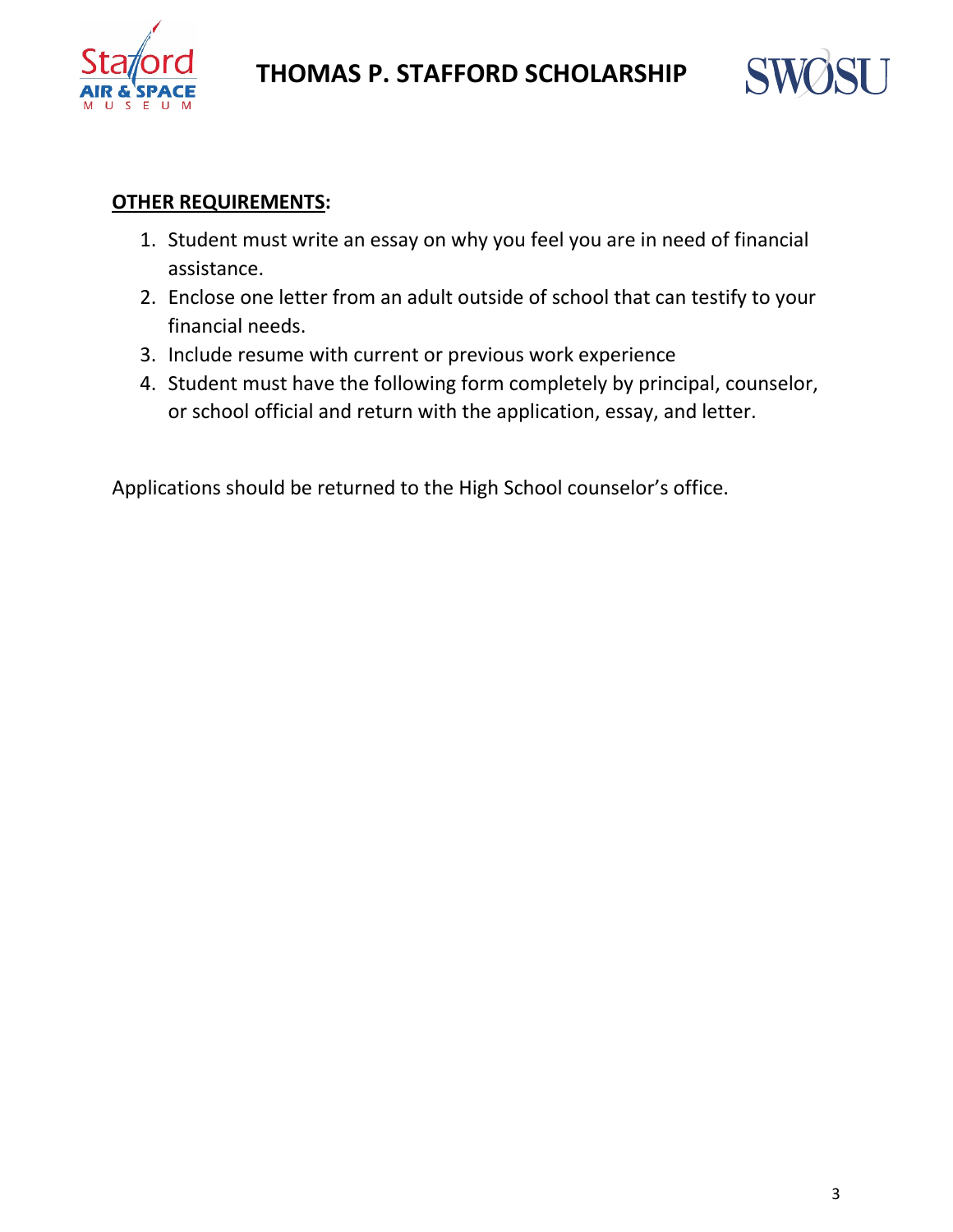**OTHER REQUIREMENTS:**

1. Student must write an essay on why you feel you are in need of financial assistance.
2. Enclose one letter from an adult outside of school that can testify to your financial needs.
3. Include resume with current or previous work experience
4. Student must have the following form completely by principal, counselor, or school official and return with the application, essay, and letter.

Applications should be returned to the High School counselor's office.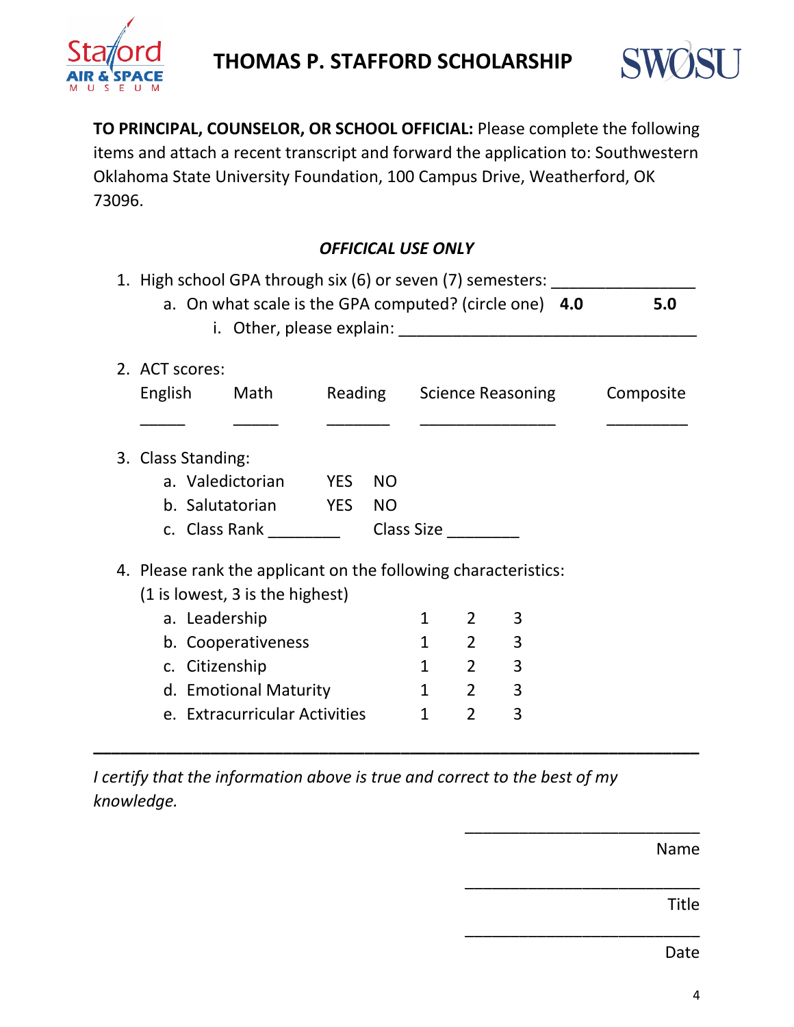# THOMAS P. STAFFORD SCHOLARSHIP

**TO PRINCIPAL, COUNSELOR, OR SCHOOL OFFICIAL:** Please complete the following items and attach a recent transcript and forward the application to: Southwestern Oklahoma State University Foundation, 100 Campus Drive, Weatherford, OK 73096.

***OFFICICAL USE ONLY***

1. High school GPA through six (6) or seven (7) semesters: ________________
   a. On what scale is the GPA computed? (circle one) **4.0** **5.0**
      i. Other, please explain: __________________________________

2. ACT scores:

| English | Math | Reading | Science Reasoning | Composite |
|---|---|---|---|---|
| _____ | _____ | _______ | _______________ | _________ |

3. Class Standing:
   a. Valedictorian YES NO
   b. Salutatorian YES NO
   c. Class Rank ________ Class Size ________

4. Please rank the applicant on the following characteristics:
   (1 is lowest, 3 is the highest)

| | | | |
|---|---|---|---|
| a. Leadership | 1 | 2 | 3 |
| b. Cooperativeness | 1 | 2 | 3 |
| c. Citizenship | 1 | 2 | 3 |
| d. Emotional Maturity | 1 | 2 | 3 |
| e. Extracurricular Activities | 1 | 2 | 3 |

---

*I certify that the information above is true and correct to the best of my knowledge.*

__________________________
Name

__________________________
Title

__________________________
Date